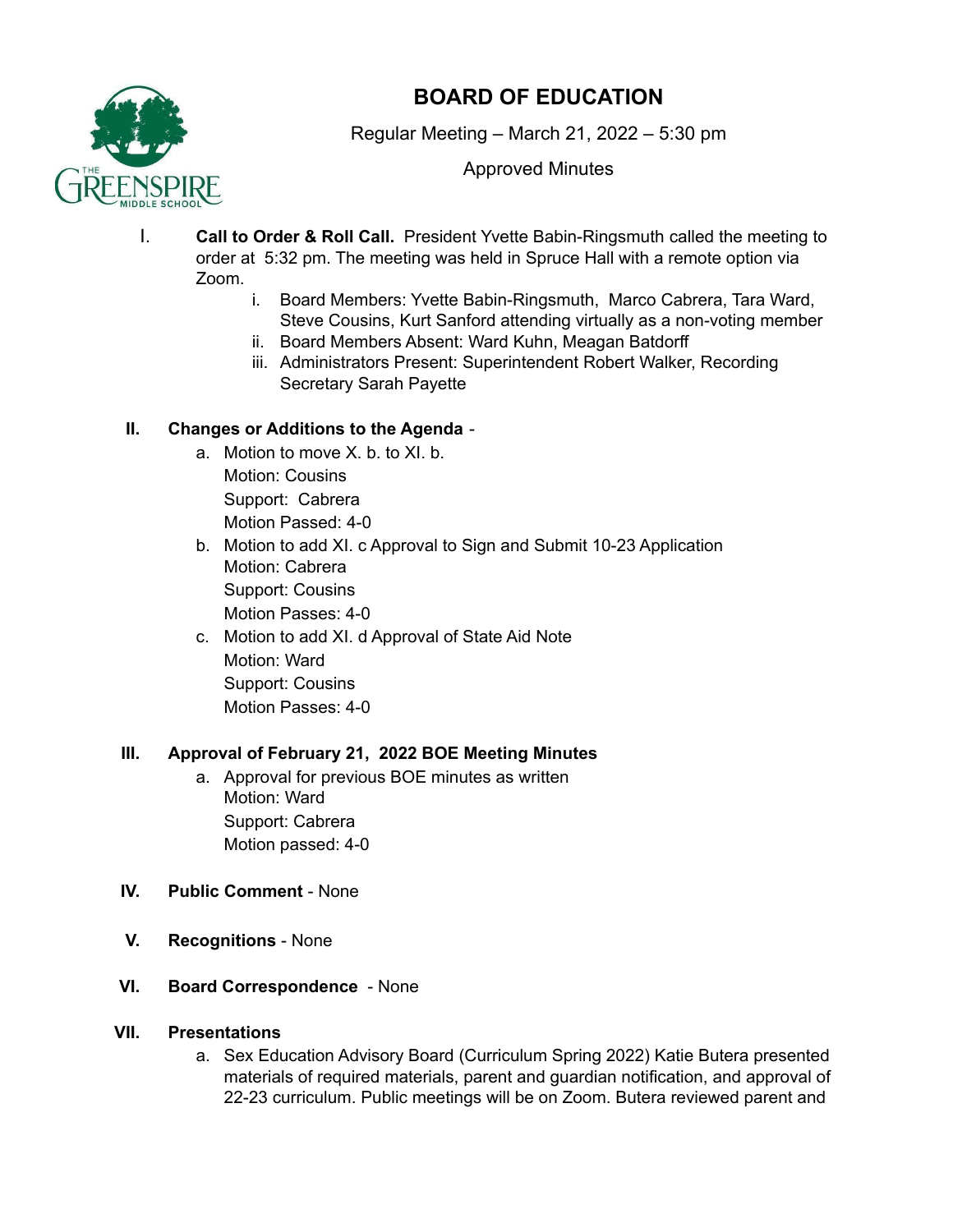# BOARD OF EDUCATION

Regular Meeting – March 21, 2022 – 5:30 pm

Approved Minutes

I. **Call to Order & Roll Call.** President Yvette Babin-Ringsmuth called the meeting to order at 5:32 pm. The meeting was held in Spruce Hall with a remote option via Zoom.
   i. Board Members: Yvette Babin-Ringsmuth, Marco Cabrera, Tara Ward, Steve Cousins, Kurt Sanford attending virtually as a non-voting member
   ii. Board Members Absent: Ward Kuhn, Meagan Batdorff
   iii. Administrators Present: Superintendent Robert Walker, Recording Secretary Sarah Payette

**II. Changes or Additions to the Agenda** -
   a. Motion to move X. b. to XI. b.
      Motion: Cousins
      Support: Cabrera
      Motion Passed: 4-0
   b. Motion to add XI. c Approval to Sign and Submit 10-23 Application
      Motion: Cabrera
      Support: Cousins
      Motion Passes: 4-0
   c. Motion to add XI. d Approval of State Aid Note
      Motion: Ward
      Support: Cousins
      Motion Passes: 4-0

**III. Approval of February 21, 2022 BOE Meeting Minutes**
   a. Approval for previous BOE minutes as written
      Motion: Ward
      Support: Cabrera
      Motion passed: 4-0

**IV. Public Comment** - None

**V. Recognitions** - None

**VI. Board Correspondence** - None

**VII. Presentations**
   a. Sex Education Advisory Board (Curriculum Spring 2022) Katie Butera presented materials of required materials, parent and guardian notification, and approval of 22-23 curriculum. Public meetings will be on Zoom. Butera reviewed parent and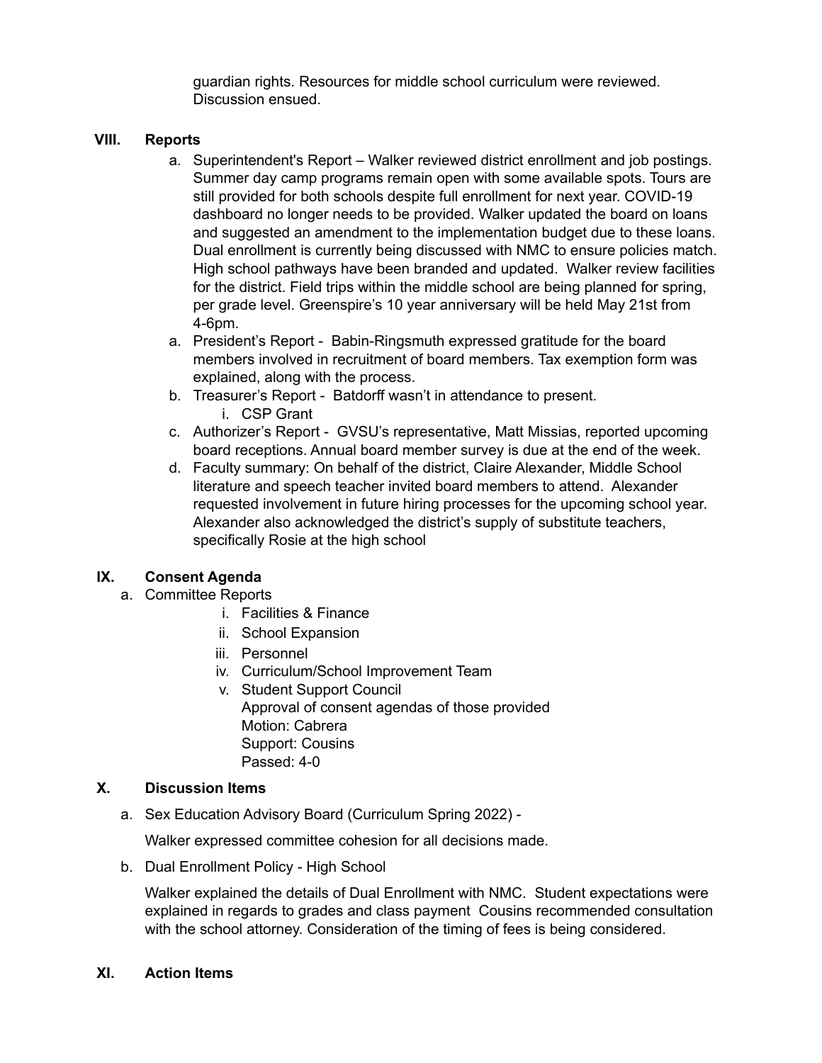guardian rights. Resources for middle school curriculum were reviewed. Discussion ensued.

**VIII. Reports**

a. Superintendent's Report – Walker reviewed district enrollment and job postings. Summer day camp programs remain open with some available spots. Tours are still provided for both schools despite full enrollment for next year. COVID-19 dashboard no longer needs to be provided. Walker updated the board on loans and suggested an amendment to the implementation budget due to these loans. Dual enrollment is currently being discussed with NMC to ensure policies match. High school pathways have been branded and updated. Walker review facilities for the district. Field trips within the middle school are being planned for spring, per grade level. Greenspire's 10 year anniversary will be held May 21st from 4-6pm.

a. President's Report - Babin-Ringsmuth expressed gratitude for the board members involved in recruitment of board members. Tax exemption form was explained, along with the process.

b. Treasurer's Report - Batdorff wasn't in attendance to present.
   i. CSP Grant

c. Authorizer's Report - GVSU's representative, Matt Missias, reported upcoming board receptions. Annual board member survey is due at the end of the week.

d. Faculty summary: On behalf of the district, Claire Alexander, Middle School literature and speech teacher invited board members to attend. Alexander requested involvement in future hiring processes for the upcoming school year. Alexander also acknowledged the district's supply of substitute teachers, specifically Rosie at the high school

**IX. Consent Agenda**

a. Committee Reports
   i. Facilities & Finance
   ii. School Expansion
   iii. Personnel
   iv. Curriculum/School Improvement Team
   v. Student Support Council
   
   Approval of consent agendas of those provided
   Motion: Cabrera
   Support: Cousins
   Passed: 4-0

**X. Discussion Items**

a. Sex Education Advisory Board (Curriculum Spring 2022) -

   Walker expressed committee cohesion for all decisions made.

b. Dual Enrollment Policy - High School

   Walker explained the details of Dual Enrollment with NMC. Student expectations were explained in regards to grades and class payment Cousins recommended consultation with the school attorney. Consideration of the timing of fees is being considered.

**XI. Action Items**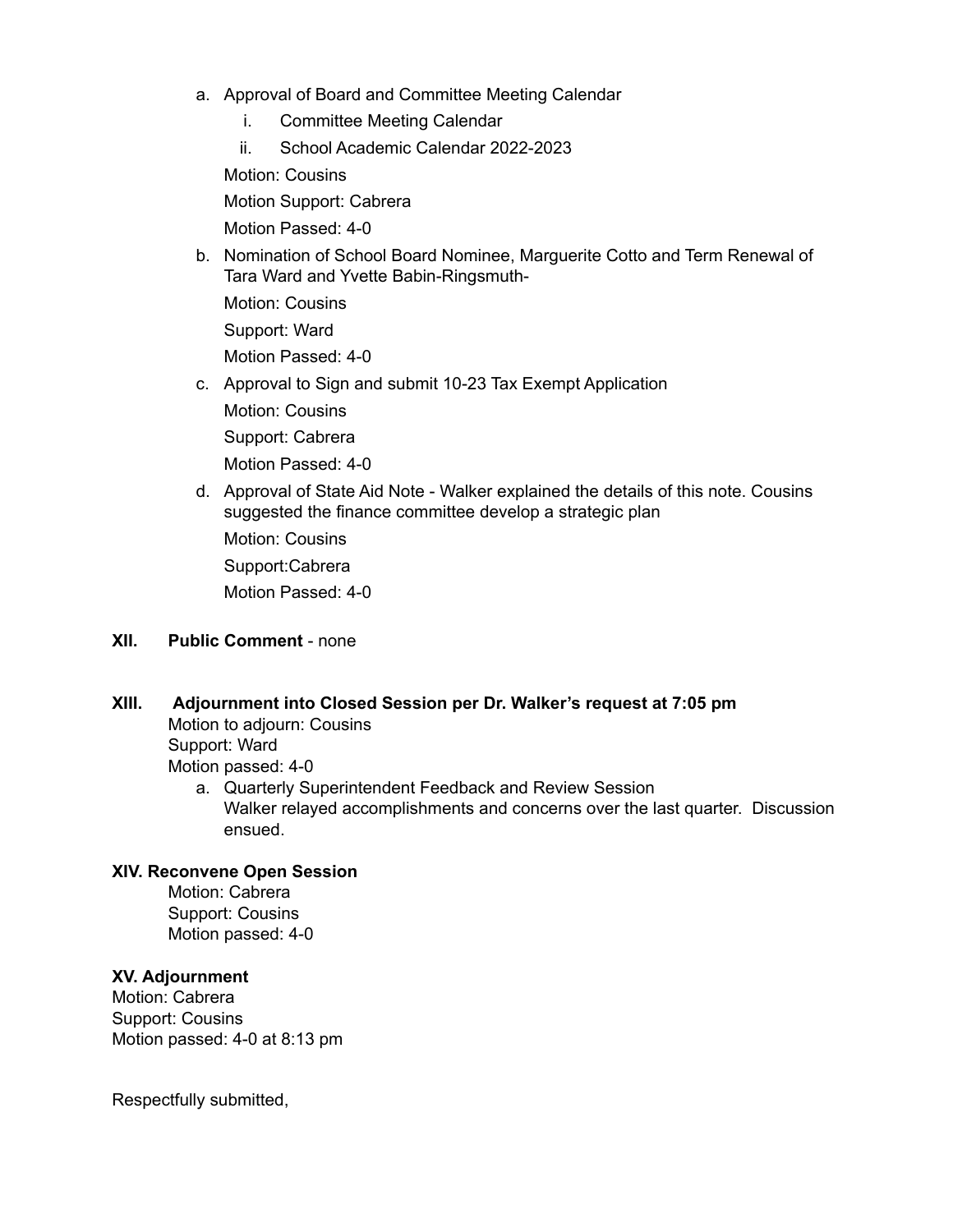a. Approval of Board and Committee Meeting Calendar
    i. Committee Meeting Calendar
    ii. School Academic Calendar 2022-2023

    Motion: Cousins

    Motion Support: Cabrera

    Motion Passed: 4-0

b. Nomination of School Board Nominee, Marguerite Cotto and Term Renewal of Tara Ward and Yvette Babin-Ringsmuth-

    Motion: Cousins

    Support: Ward

    Motion Passed: 4-0

c. Approval to Sign and submit 10-23 Tax Exempt Application

    Motion: Cousins

    Support: Cabrera

    Motion Passed: 4-0

d. Approval of State Aid Note - Walker explained the details of this note. Cousins suggested the finance committee develop a strategic plan

    Motion: Cousins

    Support:Cabrera

    Motion Passed: 4-0

**XII. Public Comment** - none

**XIII. Adjournment into Closed Session per Dr. Walker's request at 7:05 pm**

Motion to adjourn: Cousins
Support: Ward
Motion passed: 4-0

a. Quarterly Superintendent Feedback and Review Session
   Walker relayed accomplishments and concerns over the last quarter. Discussion ensued.

**XIV. Reconvene Open Session**

Motion: Cabrera
Support: Cousins
Motion passed: 4-0

**XV. Adjournment**

Motion: Cabrera
Support: Cousins
Motion passed: 4-0 at 8:13 pm

Respectfully submitted,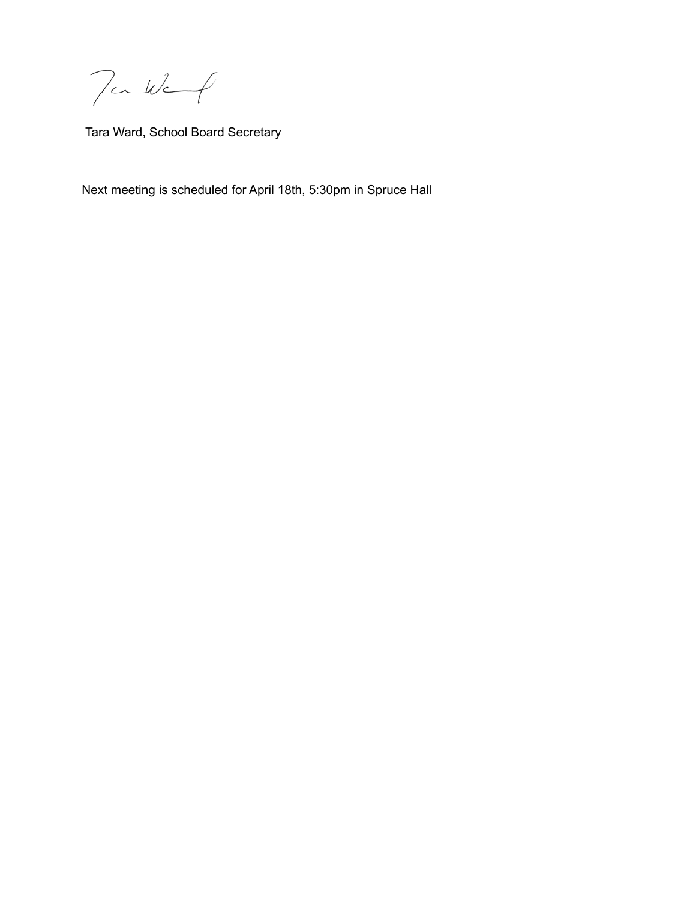Tara Ward, School Board Secretary

Next meeting is scheduled for April 18th, 5:30pm in Spruce Hall